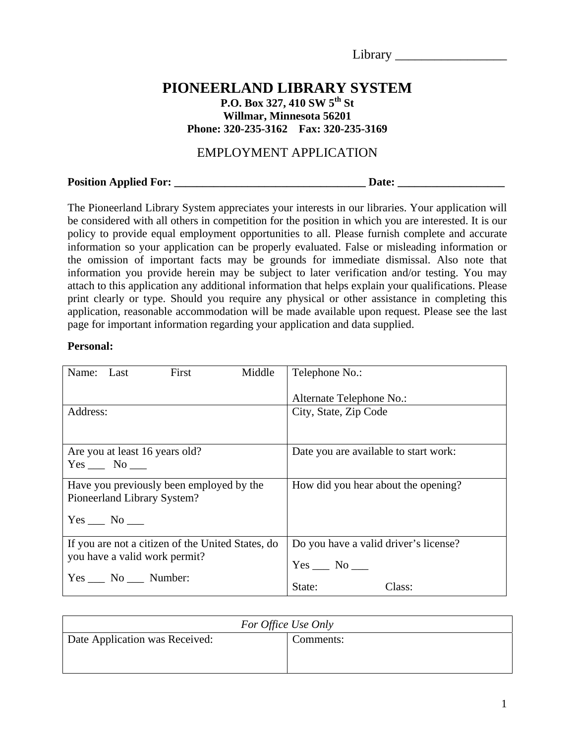Library __________________

# PIONEERLAND LIBRARY SYSTEM

**P.O. Box 327, 410 SW 5th St**
**Willmar, Minnesota 56201**
**Phone: 320-235-3162 Fax: 320-235-3169**

## EMPLOYMENT APPLICATION

**Position Applied For: __________________________________ Date: ___________________**

The Pioneerland Library System appreciates your interests in our libraries. Your application will be considered with all others in competition for the position in which you are interested. It is our policy to provide equal employment opportunities to all. Please furnish complete and accurate information so your application can be properly evaluated. False or misleading information or the omission of important facts may be grounds for immediate dismissal. Also note that information you provide herein may be subject to later verification and/or testing. You may attach to this application any additional information that helps explain your qualifications. Please print clearly or type. Should you require any physical or other assistance in completing this application, reasonable accommodation will be made available upon request. Please see the last page for important information regarding your application and data supplied.

**Personal:**

| Name: Last First Middle | Telephone No.:<br><br>Alternate Telephone No.: |
|---|---|
| Address: | City, State, Zip Code |
| Are you at least 16 years old?<br>Yes ___ No ___ | Date you are available to start work: |
| Have you previously been employed by the Pioneerland Library System?<br>Yes ___ No ___ | How did you hear about the opening? |
| If you are not a citizen of the United States, do you have a valid work permit?<br>Yes ___ No ___ Number: | Do you have a valid driver's license?<br>Yes ___ No ___<br>State: Class: |

| *For Office Use Only* | |
|---|---|
| Date Application was Received: | Comments: |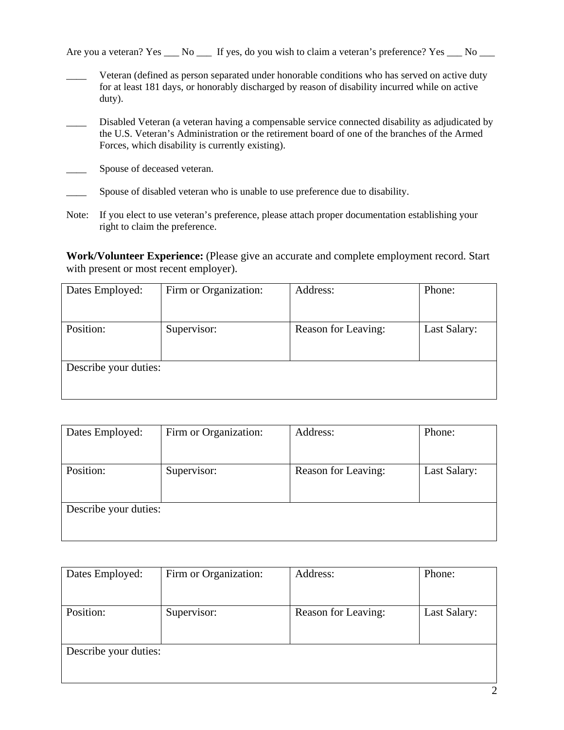Are you a veteran? Yes ___ No ___ If yes, do you wish to claim a veteran's preference? Yes ___ No ___

____ Veteran (defined as person separated under honorable conditions who has served on active duty for at least 181 days, or honorably discharged by reason of disability incurred while on active duty).

____ Disabled Veteran (a veteran having a compensable service connected disability as adjudicated by the U.S. Veteran's Administration or the retirement board of one of the branches of the Armed Forces, which disability is currently existing).

____ Spouse of deceased veteran.

____ Spouse of disabled veteran who is unable to use preference due to disability.

Note: If you elect to use veteran's preference, please attach proper documentation establishing your right to claim the preference.

**Work/Volunteer Experience:** (Please give an accurate and complete employment record. Start with present or most recent employer).

| Dates Employed: | Firm or Organization: | Address: | Phone: |
|---|---|---|---|
| Position: | Supervisor: | Reason for Leaving: | Last Salary: |
| Describe your duties: | | | |

| Dates Employed: | Firm or Organization: | Address: | Phone: |
|---|---|---|---|
| Position: | Supervisor: | Reason for Leaving: | Last Salary: |
| Describe your duties: | | | |

| Dates Employed: | Firm or Organization: | Address: | Phone: |
|---|---|---|---|
| Position: | Supervisor: | Reason for Leaving: | Last Salary: |
| Describe your duties: | | | |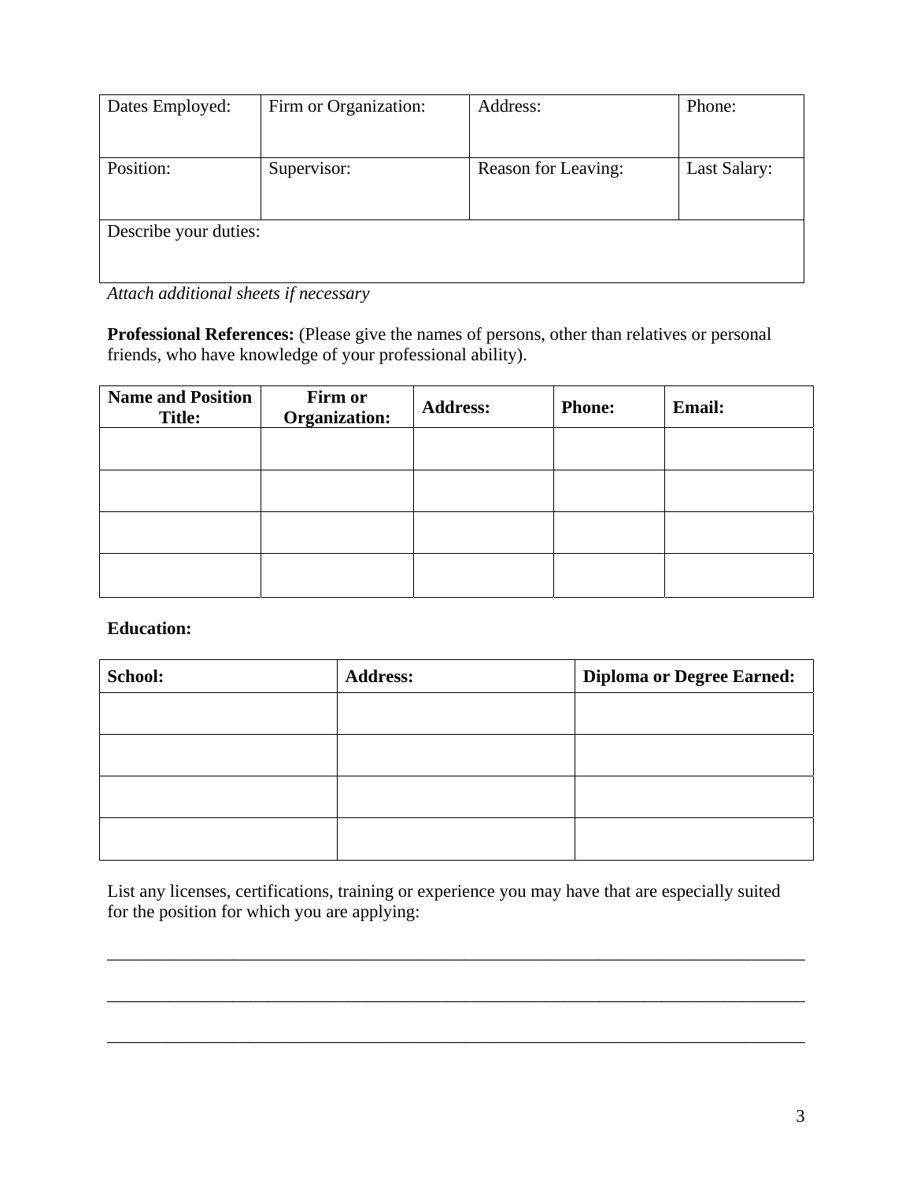| Dates Employed: | Firm or Organization: | Address: | Phone: |
|---|---|---|---|
| Position: | Supervisor: | Reason for Leaving: | Last Salary: |
| Describe your duties: | | | |

*Attach additional sheets if necessary*

**Professional References:** (Please give the names of persons, other than relatives or personal friends, who have knowledge of your professional ability).

| Name and Position Title: | Firm or Organization: | Address: | Phone: | Email: |
|---|---|---|---|---|
| | | | | |
| | | | | |
| | | | | |
| | | | | |

**Education:**

| School: | Address: | Diploma or Degree Earned: |
|---|---|---|
| | | |
| | | |
| | | |
| | | |

List any licenses, certifications, training or experience you may have that are especially suited for the position for which you are applying:

_______________________________________________________________________________

_______________________________________________________________________________

_______________________________________________________________________________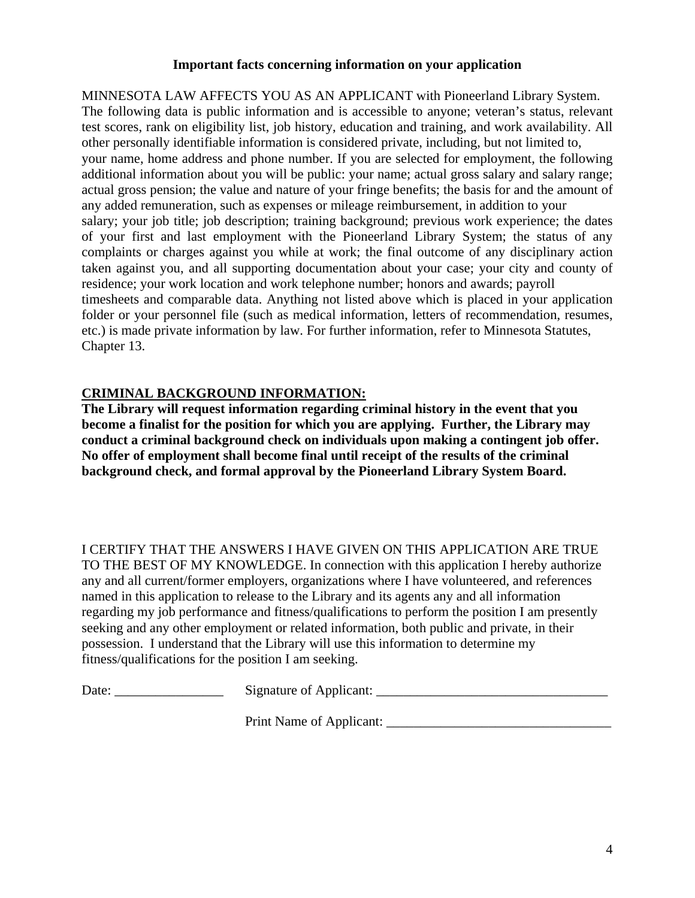**Important facts concerning information on your application**

MINNESOTA LAW AFFECTS YOU AS AN APPLICANT with Pioneerland Library System. The following data is public information and is accessible to anyone; veteran's status, relevant test scores, rank on eligibility list, job history, education and training, and work availability. All other personally identifiable information is considered private, including, but not limited to, your name, home address and phone number. If you are selected for employment, the following additional information about you will be public: your name; actual gross salary and salary range; actual gross pension; the value and nature of your fringe benefits; the basis for and the amount of any added remuneration, such as expenses or mileage reimbursement, in addition to your salary; your job title; job description; training background; previous work experience; the dates of your first and last employment with the Pioneerland Library System; the status of any complaints or charges against you while at work; the final outcome of any disciplinary action taken against you, and all supporting documentation about your case; your city and county of residence; your work location and work telephone number; honors and awards; payroll timesheets and comparable data. Anything not listed above which is placed in your application folder or your personnel file (such as medical information, letters of recommendation, resumes, etc.) is made private information by law. For further information, refer to Minnesota Statutes, Chapter 13.

**CRIMINAL BACKGROUND INFORMATION:**

**The Library will request information regarding criminal history in the event that you become a finalist for the position for which you are applying. Further, the Library may conduct a criminal background check on individuals upon making a contingent job offer. No offer of employment shall become final until receipt of the results of the criminal background check, and formal approval by the Pioneerland Library System Board.**

I CERTIFY THAT THE ANSWERS I HAVE GIVEN ON THIS APPLICATION ARE TRUE TO THE BEST OF MY KNOWLEDGE. In connection with this application I hereby authorize any and all current/former employers, organizations where I have volunteered, and references named in this application to release to the Library and its agents any and all information regarding my job performance and fitness/qualifications to perform the position I am presently seeking and any other employment or related information, both public and private, in their possession. I understand that the Library will use this information to determine my fitness/qualifications for the position I am seeking.

Date: ________________ Signature of Applicant: __________________________________

Print Name of Applicant: _________________________________